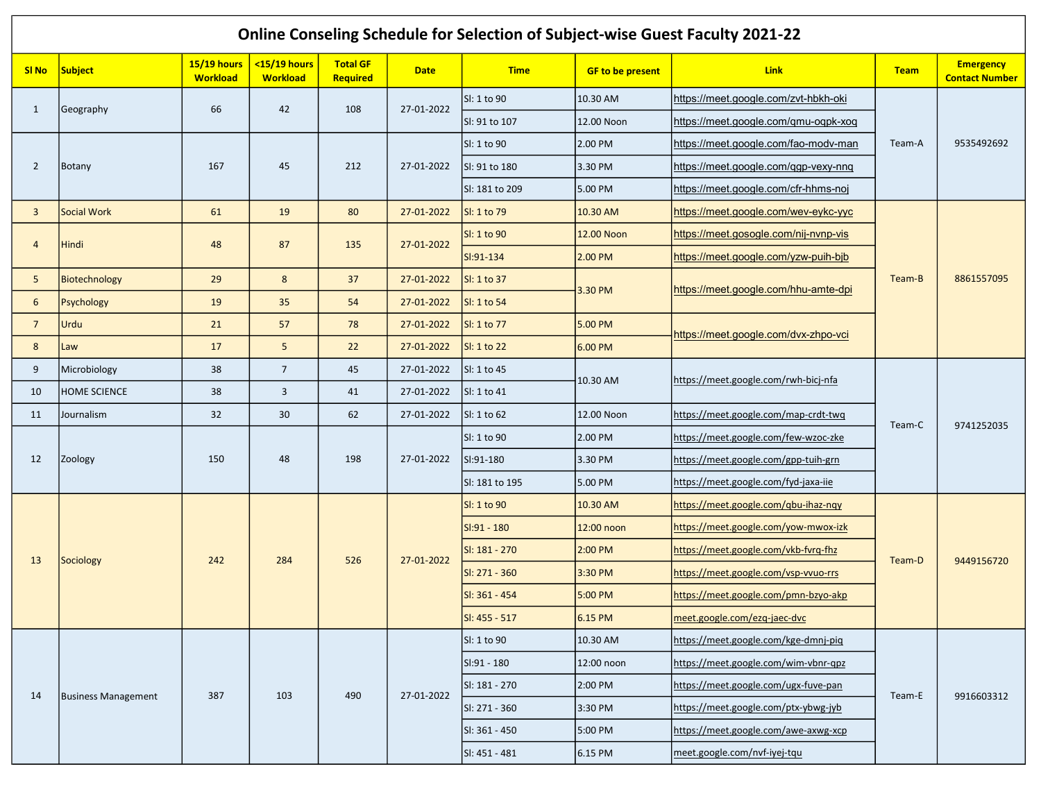# Online Conseling Schedule for Selection of Subject-wise Guest Faculty 2021-22

| Sl No | Subject | 15/19 hours Workload | <15/19 hours Workload | Total GF Required | Date | Time | GF to be present | Link | Team | Emergency Contact Number |
|---|---|---|---|---|---|---|---|---|---|---|
| 1 | Geography | 66 | 42 | 108 | 27-01-2022 | Sl: 1 to 90 | 10.30 AM | https://meet.google.com/zvt-hbkh-oki | Team-A | 9535492692 |
| | | | | | | Sl: 91 to 107 | 12.00 Noon | https://meet.google.com/qmu-oqpk-xoq | | |
| 2 | Botany | 167 | 45 | 212 | 27-01-2022 | Sl: 1 to 90 | 2.00 PM | https://meet.google.com/fao-modv-man | | |
| | | | | | | Sl: 91 to 180 | 3.30 PM | https://meet.google.com/qgp-vexy-nnq | | |
| | | | | | | Sl: 181 to 209 | 5.00 PM | https://meet.google.com/cfr-hhms-noj | | |
| 3 | Social Work | 61 | 19 | 80 | 27-01-2022 | Sl: 1 to 79 | 10.30 AM | https://meet.google.com/wev-eykc-yyc | Team-B | 8861557095 |
| 4 | Hindi | 48 | 87 | 135 | 27-01-2022 | Sl: 1 to 90 | 12.00 Noon | https://meet.gosogle.com/nij-nvnp-vis | | |
| | | | | | | Sl:91-134 | 2.00 PM | https://meet.google.com/yzw-puih-bjb | | |
| 5 | Biotechnology | 29 | 8 | 37 | 27-01-2022 | Sl: 1 to 37 | 3.30 PM | https://meet.google.com/hhu-amte-dpi | | |
| 6 | Psychology | 19 | 35 | 54 | 27-01-2022 | Sl: 1 to 54 | | | | |
| 7 | Urdu | 21 | 57 | 78 | 27-01-2022 | Sl: 1 to 77 | 5.00 PM | https://meet.google.com/dvx-zhpo-vci | | |
| 8 | Law | 17 | 5 | 22 | 27-01-2022 | Sl: 1 to 22 | 6.00 PM | | | |
| 9 | Microbiology | 38 | 7 | 45 | 27-01-2022 | Sl: 1 to 45 | 10.30 AM | https://meet.google.com/rwh-bicj-nfa | Team-C | 9741252035 |
| 10 | HOME SCIENCE | 38 | 3 | 41 | 27-01-2022 | Sl: 1 to 41 | | | | |
| 11 | Journalism | 32 | 30 | 62 | 27-01-2022 | Sl: 1 to 62 | 12.00 Noon | https://meet.google.com/map-crdt-twq | | |
| 12 | Zoology | 150 | 48 | 198 | 27-01-2022 | Sl: 1 to 90 | 2.00 PM | https://meet.google.com/few-wzoc-zke | | |
| | | | | | | Sl:91-180 | 3.30 PM | https://meet.google.com/gpp-tuih-grn | | |
| | | | | | | Sl: 181 to 195 | 5.00 PM | https://meet.google.com/fyd-jaxa-iie | | |
| 13 | Sociology | 242 | 284 | 526 | 27-01-2022 | Sl: 1 to 90 | 10.30 AM | https://meet.google.com/qbu-ihaz-nqy | Team-D | 9449156720 |
| | | | | | | Sl:91 - 180 | 12:00 noon | https://meet.google.com/yow-mwox-izk | | |
| | | | | | | Sl: 181 - 270 | 2:00 PM | https://meet.google.com/vkb-fvrq-fhz | | |
| | | | | | | Sl: 271 - 360 | 3:30 PM | https://meet.google.com/vsp-vvuo-rrs | | |
| | | | | | | Sl: 361 - 454 | 5:00 PM | https://meet.google.com/pmn-bzyo-akp | | |
| | | | | | | Sl: 455 - 517 | 6.15 PM | meet.google.com/ezq-jaec-dvc | | |
| 14 | Business Management | 387 | 103 | 490 | 27-01-2022 | Sl: 1 to 90 | 10.30 AM | https://meet.google.com/kge-dmnj-piq | Team-E | 9916603312 |
| | | | | | | Sl:91 - 180 | 12:00 noon | https://meet.google.com/wim-vbnr-qpz | | |
| | | | | | | Sl: 181 - 270 | 2:00 PM | https://meet.google.com/ugx-fuve-pan | | |
| | | | | | | Sl: 271 - 360 | 3:30 PM | https://meet.google.com/ptx-ybwg-jyb | | |
| | | | | | | Sl: 361 - 450 | 5:00 PM | https://meet.google.com/awe-axwg-xcp | | |
| | | | | | | Sl: 451 - 481 | 6.15 PM | meet.google.com/nvf-iyej-tqu | | |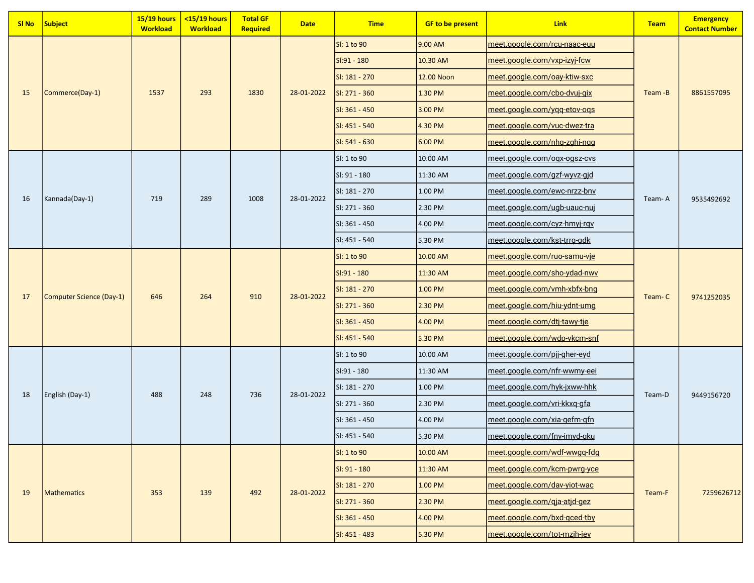| Sl No | Subject | 15/19 hours Workload | <15/19 hours Workload | Total GF Required | Date | Time | GF to be present | Link | Team | Emergency Contact Number |
|---|---|---|---|---|---|---|---|---|---|---|
| 15 | Commerce(Day-1) | 1537 | 293 | 1830 | 28-01-2022 | Sl: 1 to 90 | 9.00 AM | meet.google.com/rcu-naac-euu | Team -B | 8861557095 |
| | | | | | | Sl:91 - 180 | 10.30 AM | meet.google.com/vxp-izyj-fcw | | |
| | | | | | | Sl: 181 - 270 | 12.00 Noon | meet.google.com/oay-ktiw-sxc | | |
| | | | | | | Sl: 271 - 360 | 1.30 PM | meet.google.com/cbo-dvuj-gix | | |
| | | | | | | Sl: 361 - 450 | 3.00 PM | meet.google.com/yqq-etov-oqs | | |
| | | | | | | Sl: 451 - 540 | 4.30 PM | meet.google.com/vuc-dwez-tra | | |
| | | | | | | Sl: 541 - 630 | 6.00 PM | meet.google.com/nhq-zghi-nqg | | |
| 16 | Kannada(Day-1) | 719 | 289 | 1008 | 28-01-2022 | Sl: 1 to 90 | 10.00 AM | meet.google.com/oqx-ogsz-cvs | Team- A | 9535492692 |
| | | | | | | Sl: 91 - 180 | 11:30 AM | meet.google.com/gzf-wyvz-gjd | | |
| | | | | | | Sl: 181 - 270 | 1.00 PM | meet.google.com/ewc-nrzz-bnv | | |
| | | | | | | Sl: 271 - 360 | 2.30 PM | meet.google.com/ugb-uauc-nuj | | |
| | | | | | | Sl: 361 - 450 | 4.00 PM | meet.google.com/cyz-hmyj-rgv | | |
| | | | | | | Sl: 451 - 540 | 5.30 PM | meet.google.com/kst-trrg-gdk | | |
| 17 | Computer Science (Day-1) | 646 | 264 | 910 | 28-01-2022 | Sl: 1 to 90 | 10.00 AM | meet.google.com/ruo-samu-vje | Team- C | 9741252035 |
| | | | | | | Sl:91 - 180 | 11:30 AM | meet.google.com/sho-ydad-nwv | | |
| | | | | | | Sl: 181 - 270 | 1.00 PM | meet.google.com/vmh-xbfx-bng | | |
| | | | | | | Sl: 271 - 360 | 2.30 PM | meet.google.com/hiu-ydnt-umg | | |
| | | | | | | Sl: 361 - 450 | 4.00 PM | meet.google.com/dtj-tawy-tje | | |
| | | | | | | Sl: 451 - 540 | 5.30 PM | meet.google.com/wdp-vkcm-snf | | |
| 18 | English (Day-1) | 488 | 248 | 736 | 28-01-2022 | Sl: 1 to 90 | 10.00 AM | meet.google.com/pjj-gher-eyd | Team-D | 9449156720 |
| | | | | | | Sl:91 - 180 | 11:30 AM | meet.google.com/nfr-wwmy-eei | | |
| | | | | | | Sl: 181 - 270 | 1.00 PM | meet.google.com/hyk-jxww-hhk | | |
| | | | | | | Sl: 271 - 360 | 2.30 PM | meet.google.com/vri-kkxq-gfa | | |
| | | | | | | Sl: 361 - 450 | 4.00 PM | meet.google.com/xia-gefm-gfn | | |
| | | | | | | Sl: 451 - 540 | 5.30 PM | meet.google.com/fny-imyd-gku | | |
| 19 | Mathematics | 353 | 139 | 492 | 28-01-2022 | Sl: 1 to 90 | 10.00 AM | meet.google.com/wdf-wwgq-fdg | Team-F | 7259626712 |
| | | | | | | Sl: 91 - 180 | 11:30 AM | meet.google.com/kcm-pwrg-yce | | |
| | | | | | | Sl: 181 - 270 | 1.00 PM | meet.google.com/dav-yiot-wac | | |
| | | | | | | Sl: 271 - 360 | 2.30 PM | meet.google.com/qja-atjd-gez | | |
| | | | | | | Sl: 361 - 450 | 4.00 PM | meet.google.com/bxd-gced-tby | | |
| | | | | | | Sl: 451 - 483 | 5.30 PM | meet.google.com/tot-mzjh-jey | | |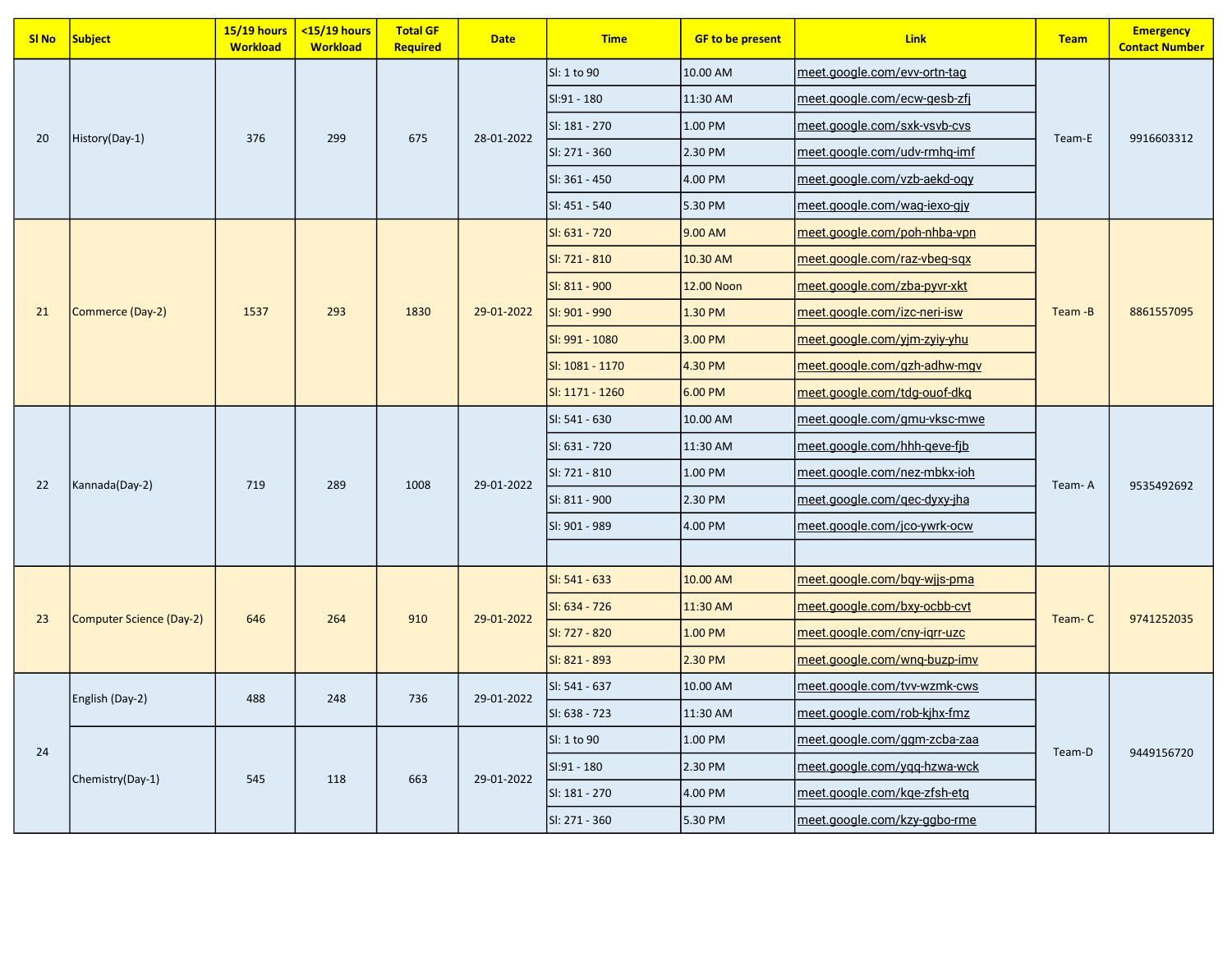| Sl No | Subject | 15/19 hours Workload | <15/19 hours Workload | Total GF Required | Date | Time | GF to be present | Link | Team | Emergency Contact Number |
|---|---|---|---|---|---|---|---|---|---|---|
| 20 | History(Day-1) | 376 | 299 | 675 | 28-01-2022 | Sl: 1 to 90 | 10.00 AM | meet.google.com/evv-ortn-tag | Team-E | 9916603312 |
| | | | | | | Sl:91 - 180 | 11:30 AM | meet.google.com/ecw-gesb-zfj | | |
| | | | | | | Sl: 181 - 270 | 1.00 PM | meet.google.com/sxk-vsvb-cvs | | |
| | | | | | | Sl: 271 - 360 | 2.30 PM | meet.google.com/udv-rmhq-imf | | |
| | | | | | | Sl: 361 - 450 | 4.00 PM | meet.google.com/vzb-aekd-oqy | | |
| | | | | | | Sl: 451 - 540 | 5.30 PM | meet.google.com/waq-iexo-gjy | | |
| 21 | Commerce (Day-2) | 1537 | 293 | 1830 | 29-01-2022 | Sl: 631 - 720 | 9.00 AM | meet.google.com/poh-nhba-vpn | Team -B | 8861557095 |
| | | | | | | Sl: 721 - 810 | 10.30 AM | meet.google.com/raz-vbeg-sqx | | |
| | | | | | | Sl: 811 - 900 | 12.00 Noon | meet.google.com/zba-pyvr-xkt | | |
| | | | | | | Sl: 901 - 990 | 1.30 PM | meet.google.com/izc-neri-isw | | |
| | | | | | | Sl: 991 - 1080 | 3.00 PM | meet.google.com/yjm-zyiy-yhu | | |
| | | | | | | Sl: 1081 - 1170 | 4.30 PM | meet.google.com/gzh-adhw-mgv | | |
| | | | | | | Sl: 1171 - 1260 | 6.00 PM | meet.google.com/tdg-ouof-dkq | | |
| 22 | Kannada(Day-2) | 719 | 289 | 1008 | 29-01-2022 | Sl: 541 - 630 | 10.00 AM | meet.google.com/gmu-vksc-mwe | Team- A | 9535492692 |
| | | | | | | Sl: 631 - 720 | 11:30 AM | meet.google.com/hhh-qeve-fjb | | |
| | | | | | | Sl: 721 - 810 | 1.00 PM | meet.google.com/nez-mbkx-ioh | | |
| | | | | | | Sl: 811 - 900 | 2.30 PM | meet.google.com/qec-dyxy-jha | | |
| | | | | | | Sl: 901 - 989 | 4.00 PM | meet.google.com/jco-ywrk-ocw | | |
| | | | | | | | | | | |
| 23 | Computer Science (Day-2) | 646 | 264 | 910 | 29-01-2022 | Sl: 541 - 633 | 10.00 AM | meet.google.com/bqy-wjjs-pma | Team- C | 9741252035 |
| | | | | | | Sl: 634 - 726 | 11:30 AM | meet.google.com/bxy-ocbb-cvt | | |
| | | | | | | Sl: 727 - 820 | 1.00 PM | meet.google.com/cny-iqrr-uzc | | |
| | | | | | | Sl: 821 - 893 | 2.30 PM | meet.google.com/wnq-buzp-imv | | |
| 24 | English (Day-2) | 488 | 248 | 736 | 29-01-2022 | Sl: 541 - 637 | 10.00 AM | meet.google.com/tvv-wzmk-cws | Team-D | 9449156720 |
| | | | | | | Sl: 638 - 723 | 11:30 AM | meet.google.com/rob-kjhx-fmz | | |
| | Chemistry(Day-1) | 545 | 118 | 663 | 29-01-2022 | Sl: 1 to 90 | 1.00 PM | meet.google.com/ggm-zcba-zaa | | |
| | | | | | | Sl:91 - 180 | 2.30 PM | meet.google.com/yqq-hzwa-wck | | |
| | | | | | | Sl: 181 - 270 | 4.00 PM | meet.google.com/kqe-zfsh-etg | | |
| | | | | | | Sl: 271 - 360 | 5.30 PM | meet.google.com/kzy-ggbo-rme | | |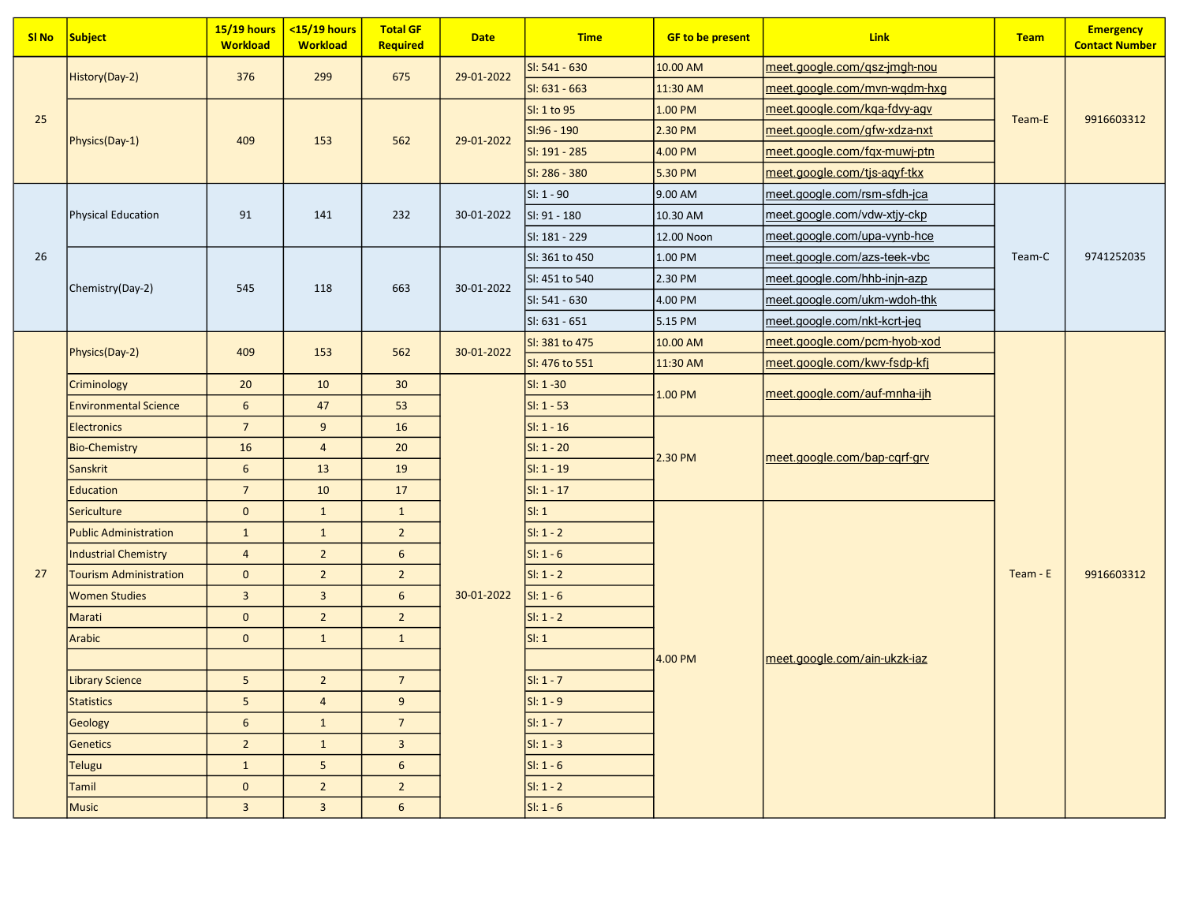| Sl No | Subject | 15/19 hours Workload | <15/19 hours Workload | Total GF Required | Date | Time | GF to be present | Link | Team | Emergency Contact Number |
|---|---|---|---|---|---|---|---|---|---|---|
| 25 | History(Day-2) | 376 | 299 | 675 | 29-01-2022 | Sl: 541 - 630 | 10.00 AM | meet.google.com/qsz-jmgh-nou | Team-E | 9916603312 |
| | | | | | | Sl: 631 - 663 | 11:30 AM | meet.google.com/mvn-wqdm-hxg | | |
| | Physics(Day-1) | 409 | 153 | 562 | 29-01-2022 | Sl: 1 to 95 | 1.00 PM | meet.google.com/kqa-fdvy-agv | | |
| | | | | | | Sl:96 - 190 | 2.30 PM | meet.google.com/gfw-xdza-nxt | | |
| | | | | | | Sl: 191 - 285 | 4.00 PM | meet.google.com/fqx-muwj-ptn | | |
| | | | | | | Sl: 286 - 380 | 5.30 PM | meet.google.com/tjs-aqyf-tkx | | |
| 26 | Physical Education | 91 | 141 | 232 | 30-01-2022 | Sl: 1 - 90 | 9.00 AM | meet.google.com/rsm-sfdh-jca | Team-C | 9741252035 |
| | | | | | | Sl: 91 - 180 | 10.30 AM | meet.google.com/vdw-xtjy-ckp | | |
| | | | | | | Sl: 181 - 229 | 12.00 Noon | meet.google.com/upa-vynb-hce | | |
| | Chemistry(Day-2) | 545 | 118 | 663 | 30-01-2022 | Sl: 361 to 450 | 1.00 PM | meet.google.com/azs-teek-vbc | | |
| | | | | | | Sl: 451 to 540 | 2.30 PM | meet.google.com/hhb-injn-azp | | |
| | | | | | | Sl: 541 - 630 | 4.00 PM | meet.google.com/ukm-wdoh-thk | | |
| | | | | | | Sl: 631 - 651 | 5.15 PM | meet.google.com/nkt-kcrt-jeq | | |
| 27 | Physics(Day-2) | 409 | 153 | 562 | 30-01-2022 | Sl: 381 to 475 | 10.00 AM | meet.google.com/pcm-hyob-xod | Team - E | 9916603312 |
| | | | | | | Sl: 476 to 551 | 11:30 AM | meet.google.com/kwv-fsdp-kfj | | |
| | Criminology | 20 | 10 | 30 | 30-01-2022 | Sl: 1 -30 | 1.00 PM | meet.google.com/auf-mnha-ijh | | |
| | Environmental Science | 6 | 47 | 53 | | Sl: 1 - 53 | | | | |
| | Electronics | 7 | 9 | 16 | | Sl: 1 - 16 | 2.30 PM | meet.google.com/bap-cqrf-grv | | |
| | Bio-Chemistry | 16 | 4 | 20 | | Sl: 1 - 20 | | | | |
| | Sanskrit | 6 | 13 | 19 | | Sl: 1 - 19 | | | | |
| | Education | 7 | 10 | 17 | | Sl: 1 - 17 | | | | |
| | Sericulture | 0 | 1 | 1 | | Sl: 1 | 4.00 PM | meet.google.com/ain-ukzk-iaz | | |
| | Public Administration | 1 | 1 | 2 | | Sl: 1 - 2 | | | | |
| | Industrial Chemistry | 4 | 2 | 6 | | Sl: 1 - 6 | | | | |
| | Tourism Administration | 0 | 2 | 2 | | Sl: 1 - 2 | | | | |
| | Women Studies | 3 | 3 | 6 | | Sl: 1 - 6 | | | | |
| | Marati | 0 | 2 | 2 | | Sl: 1 - 2 | | | | |
| | Arabic | 0 | 1 | 1 | | Sl: 1 | | | | |
| | | | | | | | | | | |
| | Library Science | 5 | 2 | 7 | | Sl: 1 - 7 | | | | |
| | Statistics | 5 | 4 | 9 | | Sl: 1 - 9 | | | | |
| | Geology | 6 | 1 | 7 | | Sl: 1 - 7 | | | | |
| | Genetics | 2 | 1 | 3 | | Sl: 1 - 3 | | | | |
| | Telugu | 1 | 5 | 6 | | Sl: 1 - 6 | | | | |
| | Tamil | 0 | 2 | 2 | | Sl: 1 - 2 | | | | |
| | Music | 3 | 3 | 6 | | Sl: 1 - 6 | | | | |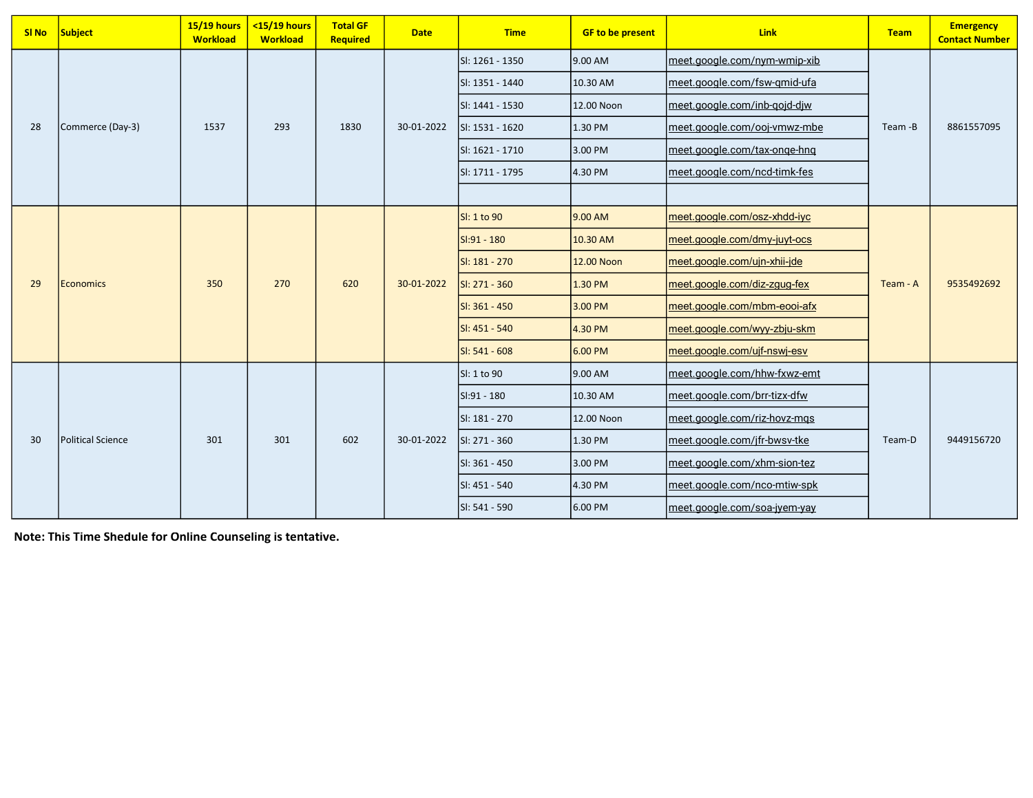| Sl No | Subject | 15/19 hours Workload | <15/19 hours Workload | Total GF Required | Date | Time | GF to be present | Link | Team | Emergency Contact Number |
|---|---|---|---|---|---|---|---|---|---|---|
| 28 | Commerce (Day-3) | 1537 | 293 | 1830 | 30-01-2022 | Sl: 1261 - 1350 | 9.00 AM | meet.google.com/nym-wmip-xib | Team -B | 8861557095 |
| | | | | | | Sl: 1351 - 1440 | 10.30 AM | meet.google.com/fsw-qmid-ufa | | |
| | | | | | | Sl: 1441 - 1530 | 12.00 Noon | meet.google.com/inb-qojd-djw | | |
| | | | | | | Sl: 1531 - 1620 | 1.30 PM | meet.google.com/ooj-vmwz-mbe | | |
| | | | | | | Sl: 1621 - 1710 | 3.00 PM | meet.google.com/tax-onqe-hnq | | |
| | | | | | | Sl: 1711 - 1795 | 4.30 PM | meet.google.com/ncd-timk-fes | | |
| | | | | | | | | | | |
| 29 | Economics | 350 | 270 | 620 | 30-01-2022 | Sl: 1 to 90 | 9.00 AM | meet.google.com/osz-xhdd-iyc | Team - A | 9535492692 |
| | | | | | | Sl:91 - 180 | 10.30 AM | meet.google.com/dmy-juyt-ocs | | |
| | | | | | | Sl: 181 - 270 | 12.00 Noon | meet.google.com/ujn-xhii-jde | | |
| | | | | | | Sl: 271 - 360 | 1.30 PM | meet.google.com/diz-zgug-fex | | |
| | | | | | | Sl: 361 - 450 | 3.00 PM | meet.google.com/mbm-eooi-afx | | |
| | | | | | | Sl: 451 - 540 | 4.30 PM | meet.google.com/wyy-zbju-skm | | |
| | | | | | | Sl: 541 - 608 | 6.00 PM | meet.google.com/ujf-nswj-esv | | |
| 30 | Political Science | 301 | 301 | 602 | 30-01-2022 | Sl: 1 to 90 | 9.00 AM | meet.google.com/hhw-fxwz-emt | Team-D | 9449156720 |
| | | | | | | Sl:91 - 180 | 10.30 AM | meet.google.com/brr-tizx-dfw | | |
| | | | | | | Sl: 181 - 270 | 12.00 Noon | meet.google.com/riz-hovz-mqs | | |
| | | | | | | Sl: 271 - 360 | 1.30 PM | meet.google.com/jfr-bwsv-tke | | |
| | | | | | | Sl: 361 - 450 | 3.00 PM | meet.google.com/xhm-sion-tez | | |
| | | | | | | Sl: 451 - 540 | 4.30 PM | meet.google.com/nco-mtiw-spk | | |
| | | | | | | Sl: 541 - 590 | 6.00 PM | meet.google.com/soa-jyem-yay | | |

**Note: This Time Shedule for Online Counseling is tentative.**